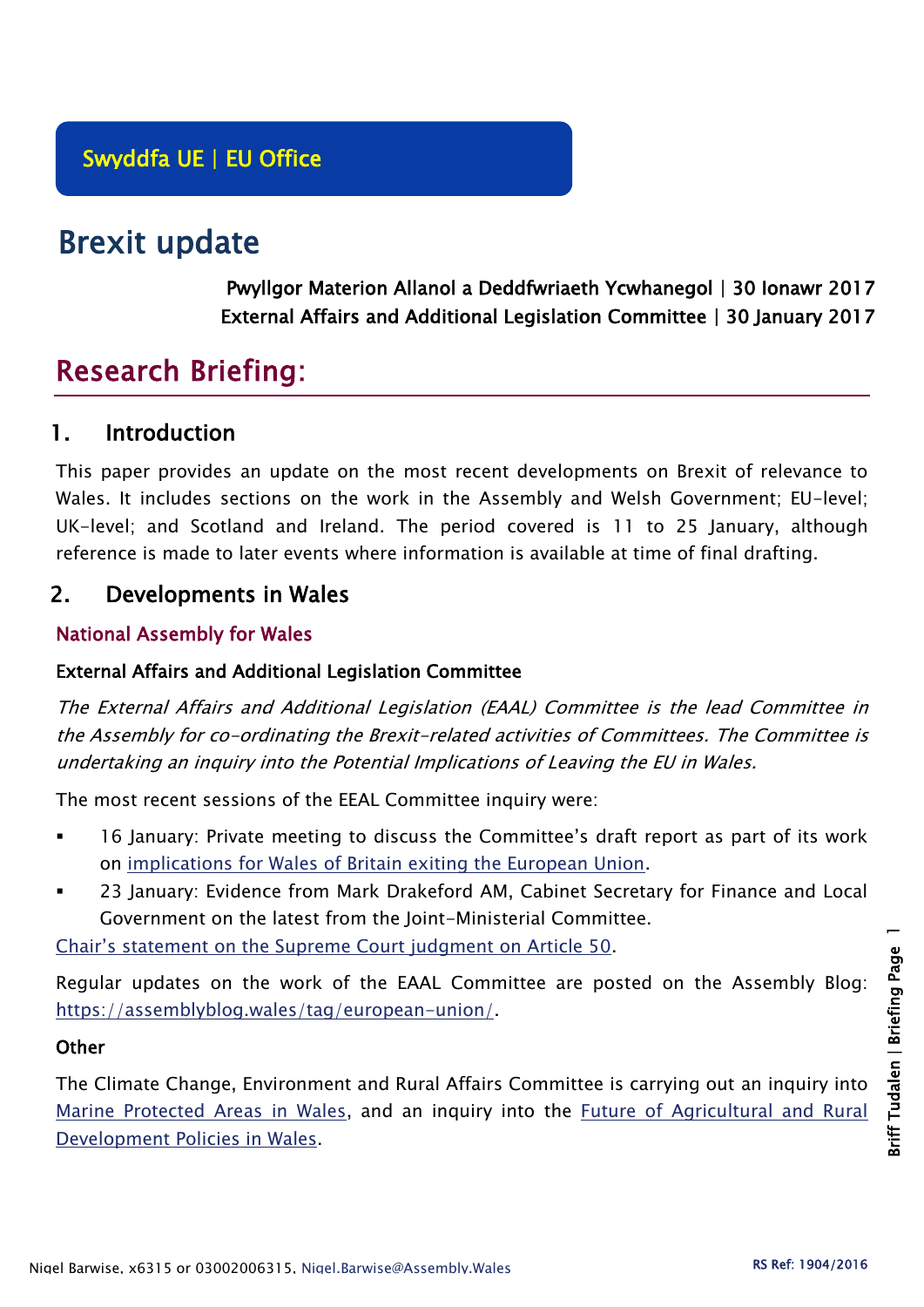Swyddfa UE | EU Office

# Brexit update

**Pwyllgor Materion Allanol a Deddfwriaeth Ycwhanegol | 30 Ionawr 2017**
**External Affairs and Additional Legislation Committee | 30 January 2017**

# Research Briefing:

## 1. Introduction

This paper provides an update on the most recent developments on Brexit of relevance to Wales. It includes sections on the work in the Assembly and Welsh Government; EU-level; UK-level; and Scotland and Ireland. The period covered is 11 to 25 January, although reference is made to later events where information is available at time of final drafting.

## 2. Developments in Wales

### National Assembly for Wales

#### External Affairs and Additional Legislation Committee

*The External Affairs and Additional Legislation (EAAL) Committee is the lead Committee in the Assembly for co-ordinating the Brexit-related activities of Committees. The Committee is undertaking an inquiry into the Potential Implications of Leaving the EU in Wales.*

The most recent sessions of the EEAL Committee inquiry were:

- 16 January: Private meeting to discuss the Committee's draft report as part of its work on implications for Wales of Britain exiting the European Union.
- 23 January: Evidence from Mark Drakeford AM, Cabinet Secretary for Finance and Local Government on the latest from the Joint-Ministerial Committee.

Chair's statement on the Supreme Court judgment on Article 50.

Regular updates on the work of the EAAL Committee are posted on the Assembly Blog: https://assemblyblog.wales/tag/european-union/.

#### Other

The Climate Change, Environment and Rural Affairs Committee is carrying out an inquiry into Marine Protected Areas in Wales, and an inquiry into the Future of Agricultural and Rural Development Policies in Wales.

Nigel Barwise, x6315 or 03002006315, Nigel.Barwise@Assembly.Wales

RS Ref: 1904/2016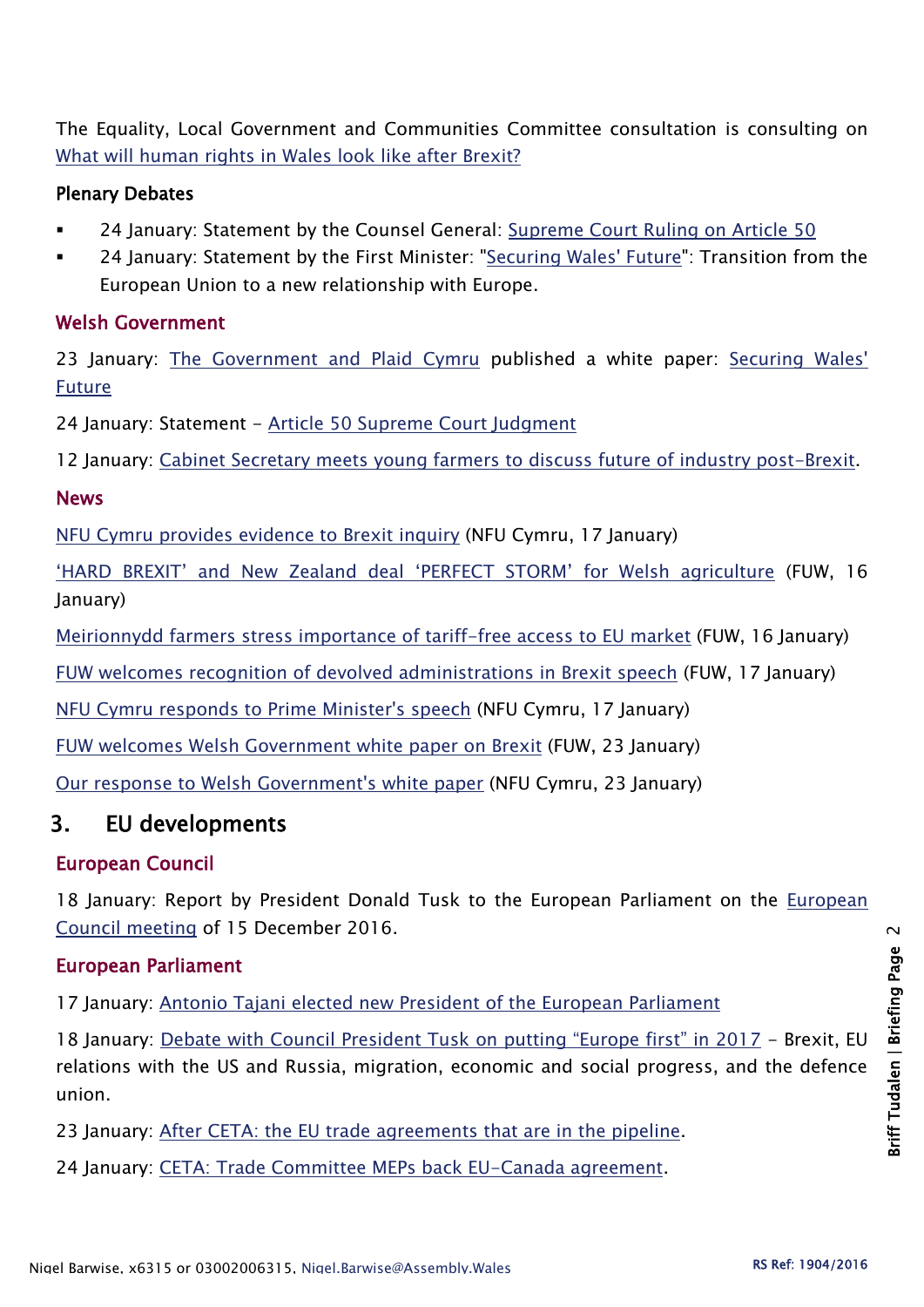The Equality, Local Government and Communities Committee consultation is consulting on What will human rights in Wales look like after Brexit?

### Plenary Debates

- 24 January: Statement by the Counsel General: Supreme Court Ruling on Article 50
- 24 January: Statement by the First Minister: "Securing Wales' Future": Transition from the European Union to a new relationship with Europe.

### Welsh Government

23 January: The Government and Plaid Cymru published a white paper: Securing Wales' Future

24 January: Statement – Article 50 Supreme Court Judgment

12 January: Cabinet Secretary meets young farmers to discuss future of industry post-Brexit.

### News

NFU Cymru provides evidence to Brexit inquiry (NFU Cymru, 17 January)

'HARD BREXIT' and New Zealand deal 'PERFECT STORM' for Welsh agriculture (FUW, 16 January)

Meirionnydd farmers stress importance of tariff-free access to EU market (FUW, 16 January)

FUW welcomes recognition of devolved administrations in Brexit speech (FUW, 17 January)

NFU Cymru responds to Prime Minister's speech (NFU Cymru, 17 January)

FUW welcomes Welsh Government white paper on Brexit (FUW, 23 January)

Our response to Welsh Government's white paper (NFU Cymru, 23 January)

## 3. EU developments

### European Council

18 January: Report by President Donald Tusk to the European Parliament on the European Council meeting of 15 December 2016.

### European Parliament

17 January: Antonio Tajani elected new President of the European Parliament

18 January: Debate with Council President Tusk on putting "Europe first" in 2017 – Brexit, EU relations with the US and Russia, migration, economic and social progress, and the defence union.

23 January: After CETA: the EU trade agreements that are in the pipeline.

24 January: CETA: Trade Committee MEPs back EU-Canada agreement.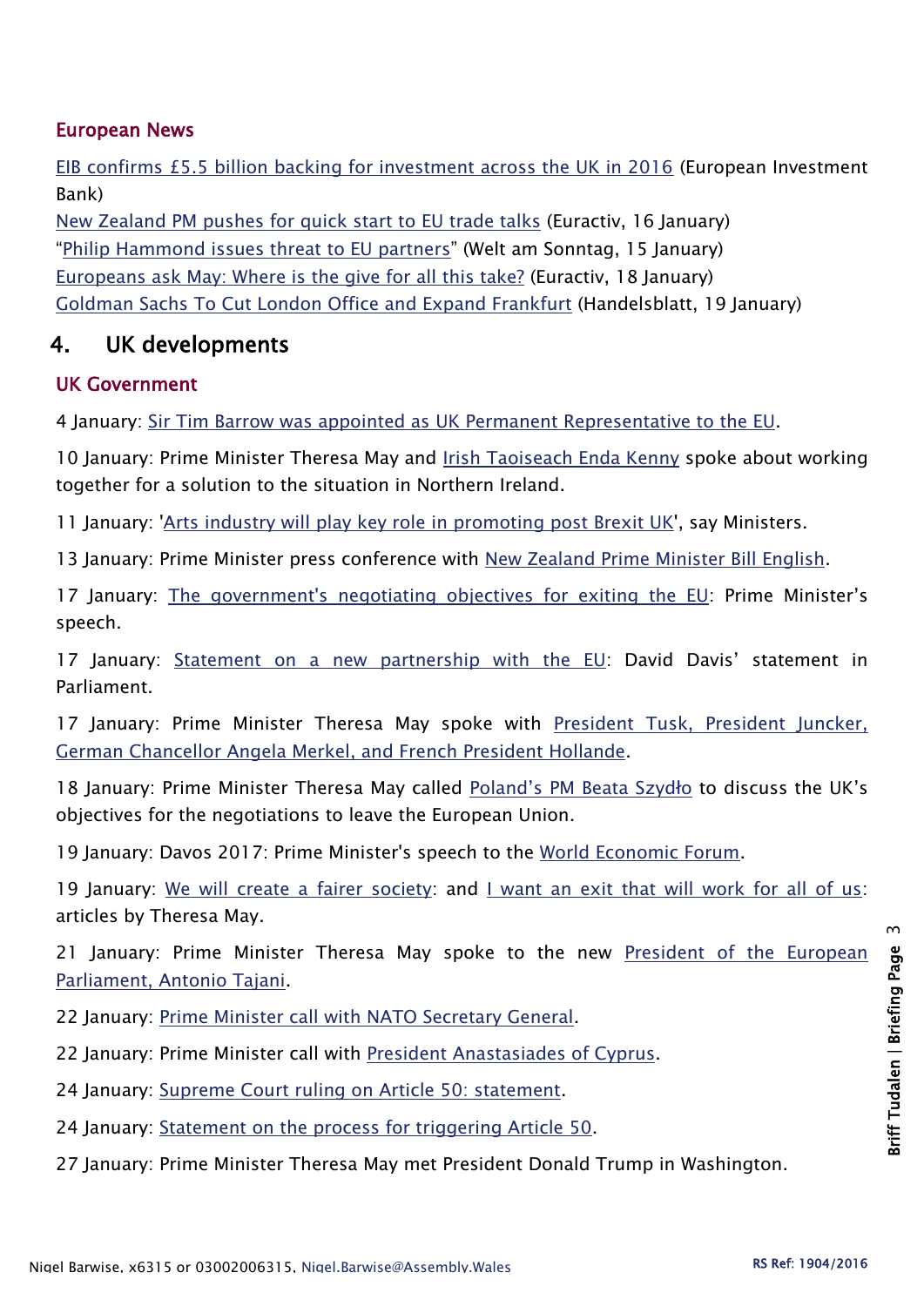### European News

EIB confirms £5.5 billion backing for investment across the UK in 2016 (European Investment Bank)
New Zealand PM pushes for quick start to EU trade talks (Euractiv, 16 January)
"Philip Hammond issues threat to EU partners" (Welt am Sonntag, 15 January)
Europeans ask May: Where is the give for all this take? (Euractiv, 18 January)
Goldman Sachs To Cut London Office and Expand Frankfurt (Handelsblatt, 19 January)

## 4. UK developments

### UK Government

4 January: Sir Tim Barrow was appointed as UK Permanent Representative to the EU.

10 January: Prime Minister Theresa May and Irish Taoiseach Enda Kenny spoke about working together for a solution to the situation in Northern Ireland.

11 January: 'Arts industry will play key role in promoting post Brexit UK', say Ministers.

13 January: Prime Minister press conference with New Zealand Prime Minister Bill English.

17 January: The government's negotiating objectives for exiting the EU: Prime Minister's speech.

17 January: Statement on a new partnership with the EU: David Davis' statement in Parliament.

17 January: Prime Minister Theresa May spoke with President Tusk, President Juncker, German Chancellor Angela Merkel, and French President Hollande.

18 January: Prime Minister Theresa May called Poland's PM Beata Szydło to discuss the UK's objectives for the negotiations to leave the European Union.

19 January: Davos 2017: Prime Minister's speech to the World Economic Forum.

19 January: We will create a fairer society: and I want an exit that will work for all of us: articles by Theresa May.

21 January: Prime Minister Theresa May spoke to the new President of the European Parliament, Antonio Tajani.

22 January: Prime Minister call with NATO Secretary General.

22 January: Prime Minister call with President Anastasiades of Cyprus.

24 January: Supreme Court ruling on Article 50: statement.

24 January: Statement on the process for triggering Article 50.

27 January: Prime Minister Theresa May met President Donald Trump in Washington.

Nigel Barwise, x6315 or 03002006315, Nigel.Barwise@Assembly.Wales

RS Ref: 1904/2016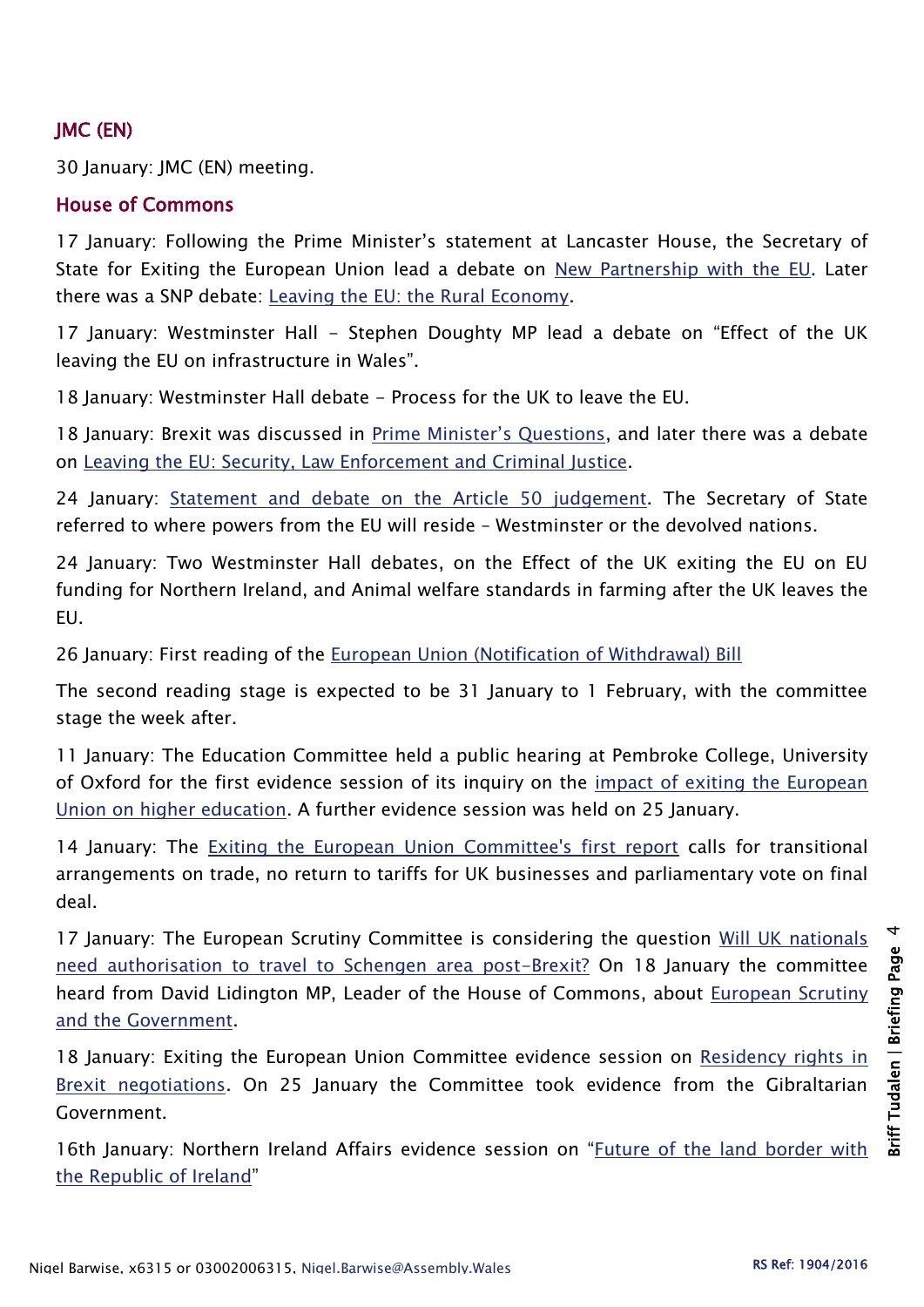## JMC (EN)

30 January: JMC (EN) meeting.

## House of Commons

17 January: Following the Prime Minister's statement at Lancaster House, the Secretary of State for Exiting the European Union lead a debate on New Partnership with the EU. Later there was a SNP debate: Leaving the EU: the Rural Economy.

17 January: Westminster Hall - Stephen Doughty MP lead a debate on "Effect of the UK leaving the EU on infrastructure in Wales".

18 January: Westminster Hall debate - Process for the UK to leave the EU.

18 January: Brexit was discussed in Prime Minister's Questions, and later there was a debate on Leaving the EU: Security, Law Enforcement and Criminal Justice.

24 January: Statement and debate on the Article 50 judgement. The Secretary of State referred to where powers from the EU will reside – Westminster or the devolved nations.

24 January: Two Westminster Hall debates, on the Effect of the UK exiting the EU on EU funding for Northern Ireland, and Animal welfare standards in farming after the UK leaves the EU.

26 January: First reading of the European Union (Notification of Withdrawal) Bill

The second reading stage is expected to be 31 January to 1 February, with the committee stage the week after.

11 January: The Education Committee held a public hearing at Pembroke College, University of Oxford for the first evidence session of its inquiry on the impact of exiting the European Union on higher education. A further evidence session was held on 25 January.

14 January: The Exiting the European Union Committee's first report calls for transitional arrangements on trade, no return to tariffs for UK businesses and parliamentary vote on final deal.

17 January: The European Scrutiny Committee is considering the question Will UK nationals need authorisation to travel to Schengen area post-Brexit? On 18 January the committee heard from David Lidington MP, Leader of the House of Commons, about European Scrutiny and the Government.

18 January: Exiting the European Union Committee evidence session on Residency rights in Brexit negotiations. On 25 January the Committee took evidence from the Gibraltarian Government.

16th January: Northern Ireland Affairs evidence session on "Future of the land border with the Republic of Ireland"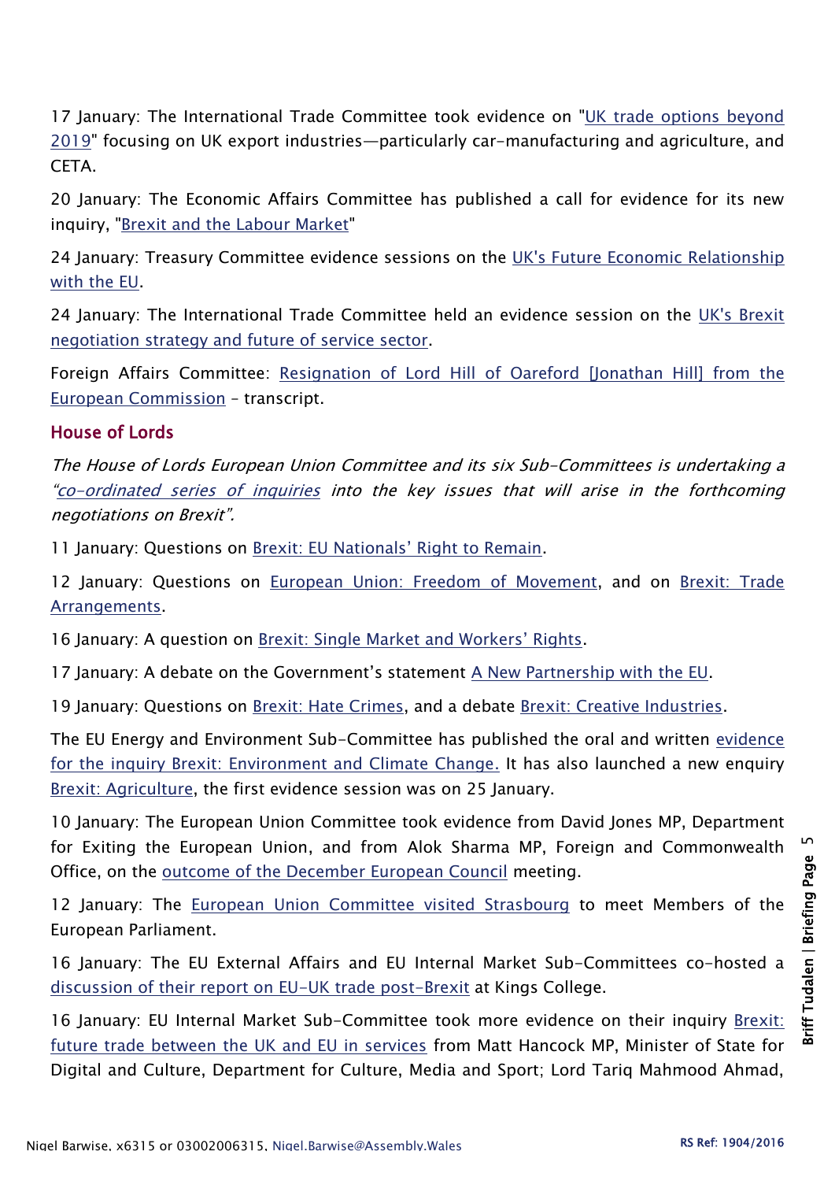17 January: The International Trade Committee took evidence on "UK trade options beyond 2019" focusing on UK export industries—particularly car-manufacturing and agriculture, and CETA.

20 January: The Economic Affairs Committee has published a call for evidence for its new inquiry, "Brexit and the Labour Market"

24 January: Treasury Committee evidence sessions on the UK's Future Economic Relationship with the EU.

24 January: The International Trade Committee held an evidence session on the UK's Brexit negotiation strategy and future of service sector.

Foreign Affairs Committee: Resignation of Lord Hill of Oareford [Jonathan Hill] from the European Commission – transcript.

## House of Lords

*The House of Lords European Union Committee and its six Sub-Committees is undertaking a "co-ordinated series of inquiries into the key issues that will arise in the forthcoming negotiations on Brexit".*

11 January: Questions on Brexit: EU Nationals' Right to Remain.

12 January: Questions on European Union: Freedom of Movement, and on Brexit: Trade Arrangements.

16 January: A question on Brexit: Single Market and Workers' Rights.

17 January: A debate on the Government's statement A New Partnership with the EU.

19 January: Questions on Brexit: Hate Crimes, and a debate Brexit: Creative Industries.

The EU Energy and Environment Sub-Committee has published the oral and written evidence for the inquiry Brexit: Environment and Climate Change. It has also launched a new enquiry Brexit: Agriculture, the first evidence session was on 25 January.

10 January: The European Union Committee took evidence from David Jones MP, Department for Exiting the European Union, and from Alok Sharma MP, Foreign and Commonwealth Office, on the outcome of the December European Council meeting.

12 January: The European Union Committee visited Strasbourg to meet Members of the European Parliament.

16 January: The EU External Affairs and EU Internal Market Sub-Committees co-hosted a discussion of their report on EU-UK trade post-Brexit at Kings College.

16 January: EU Internal Market Sub-Committee took more evidence on their inquiry Brexit: future trade between the UK and EU in services from Matt Hancock MP, Minister of State for Digital and Culture, Department for Culture, Media and Sport; Lord Tariq Mahmood Ahmad,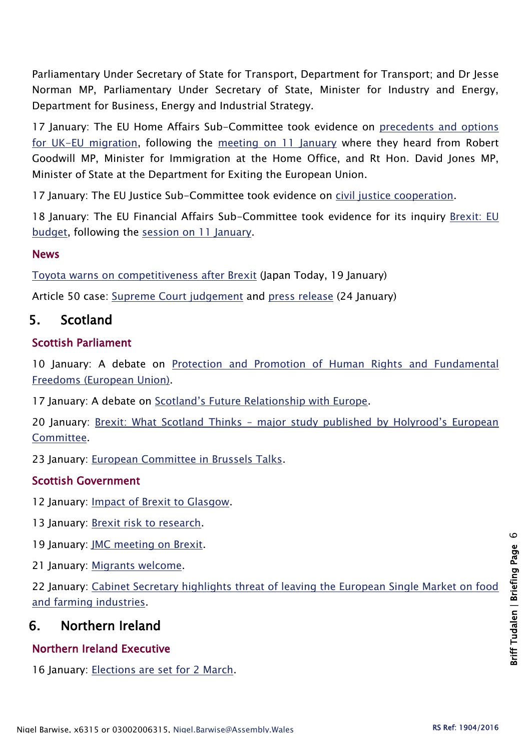Parliamentary Under Secretary of State for Transport, Department for Transport; and Dr Jesse Norman MP, Parliamentary Under Secretary of State, Minister for Industry and Energy, Department for Business, Energy and Industrial Strategy.

17 January: The EU Home Affairs Sub-Committee took evidence on precedents and options for UK-EU migration, following the meeting on 11 January where they heard from Robert Goodwill MP, Minister for Immigration at the Home Office, and Rt Hon. David Jones MP, Minister of State at the Department for Exiting the European Union.

17 January: The EU Justice Sub-Committee took evidence on civil justice cooperation.

18 January: The EU Financial Affairs Sub-Committee took evidence for its inquiry Brexit: EU budget, following the session on 11 January.

### News

Toyota warns on competitiveness after Brexit (Japan Today, 19 January)

Article 50 case: Supreme Court judgement and press release (24 January)

## 5. Scotland

### Scottish Parliament

10 January: A debate on Protection and Promotion of Human Rights and Fundamental Freedoms (European Union).

17 January: A debate on Scotland's Future Relationship with Europe.

20 January: Brexit: What Scotland Thinks – major study published by Holyrood's European Committee.

23 January: European Committee in Brussels Talks.

### Scottish Government

12 January: Impact of Brexit to Glasgow.

13 January: Brexit risk to research.

19 January: JMC meeting on Brexit.

21 January: Migrants welcome.

22 January: Cabinet Secretary highlights threat of leaving the European Single Market on food and farming industries.

## 6. Northern Ireland

### Northern Ireland Executive

16 January: Elections are set for 2 March.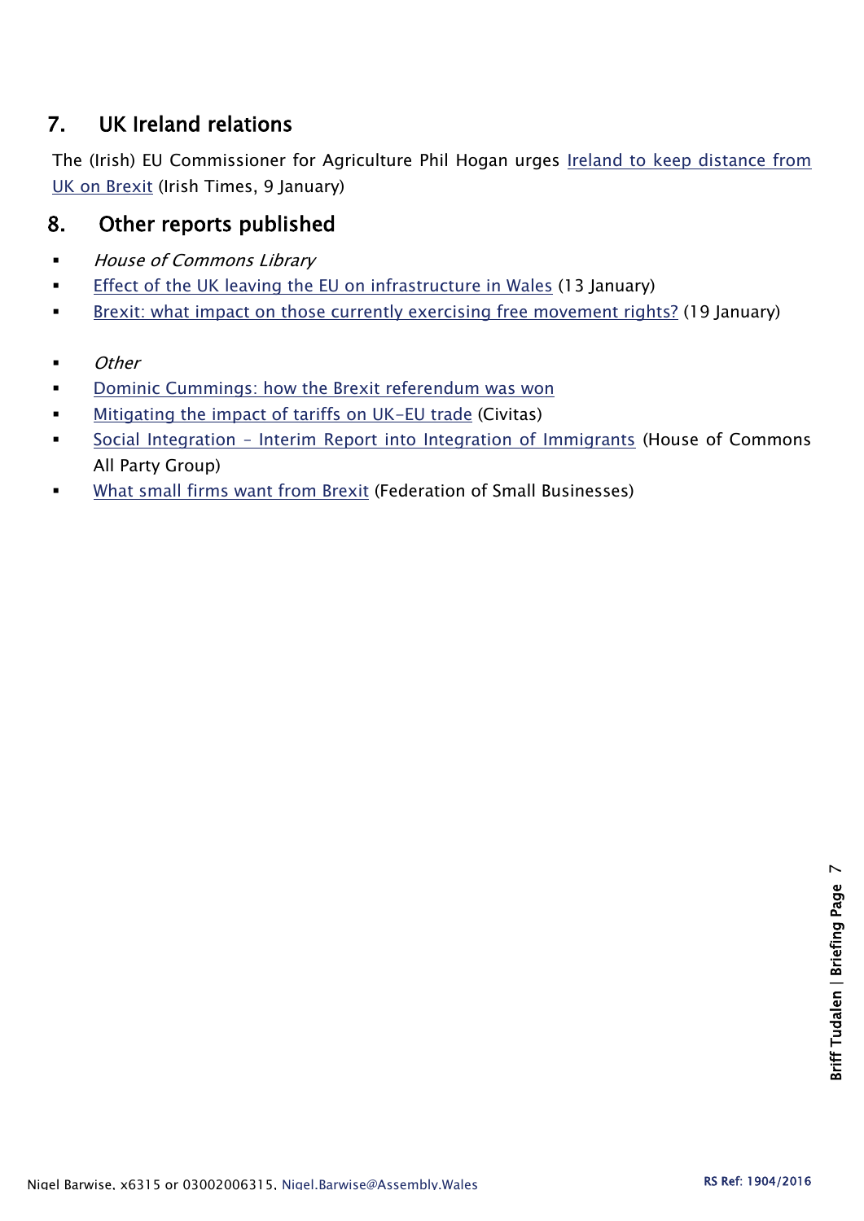## 7. UK Ireland relations

The (Irish) EU Commissioner for Agriculture Phil Hogan urges Ireland to keep distance from UK on Brexit (Irish Times, 9 January)

## 8. Other reports published

- *House of Commons Library*
- Effect of the UK leaving the EU on infrastructure in Wales (13 January)
- Brexit: what impact on those currently exercising free movement rights? (19 January)

- *Other*
- Dominic Cummings: how the Brexit referendum was won
- Mitigating the impact of tariffs on UK-EU trade (Civitas)
- Social Integration – Interim Report into Integration of Immigrants (House of Commons All Party Group)
- What small firms want from Brexit (Federation of Small Businesses)